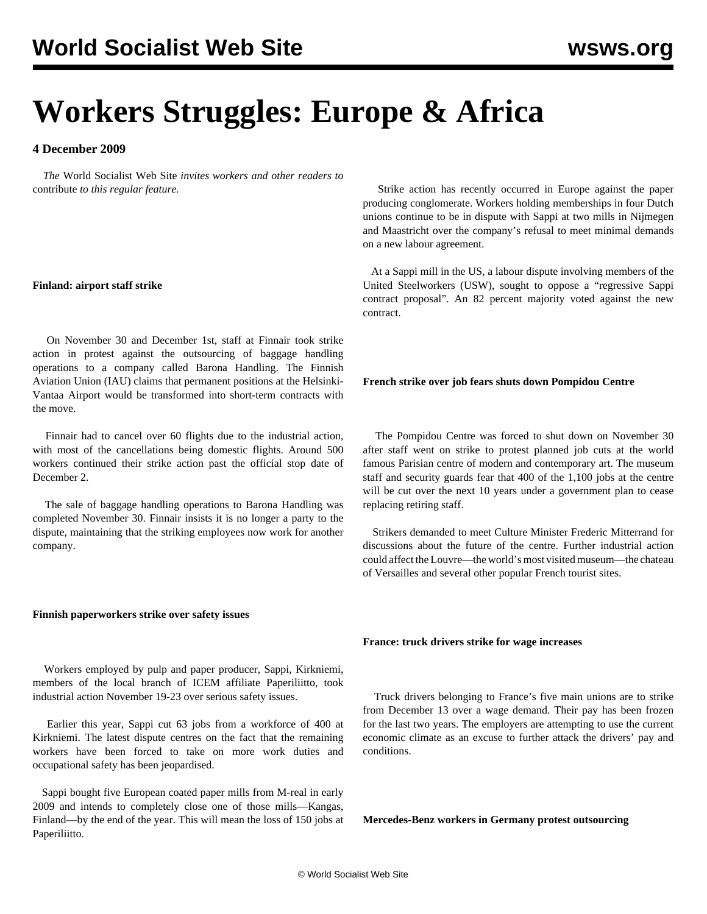# Workers Struggles: Europe & Africa

**4 December 2009**

*The* World Socialist Web Site *invites workers and other readers to* contribute *to this regular feature.*

**Finland: airport staff strike**

On November 30 and December 1st, staff at Finnair took strike action in protest against the outsourcing of baggage handling operations to a company called Barona Handling. The Finnish Aviation Union (IAU) claims that permanent positions at the Helsinki-Vantaa Airport would be transformed into short-term contracts with the move.

Finnair had to cancel over 60 flights due to the industrial action, with most of the cancellations being domestic flights. Around 500 workers continued their strike action past the official stop date of December 2.

The sale of baggage handling operations to Barona Handling was completed November 30. Finnair insists it is no longer a party to the dispute, maintaining that the striking employees now work for another company.

**Finnish paperworkers strike over safety issues**

Workers employed by pulp and paper producer, Sappi, Kirkniemi, members of the local branch of ICEM affiliate Paperiliitto, took industrial action November 19-23 over serious safety issues.

Earlier this year, Sappi cut 63 jobs from a workforce of 400 at Kirkniemi. The latest dispute centres on the fact that the remaining workers have been forced to take on more work duties and occupational safety has been jeopardised.

Sappi bought five European coated paper mills from M-real in early 2009 and intends to completely close one of those mills—Kangas, Finland—by the end of the year. This will mean the loss of 150 jobs at Paperiliitto.

Strike action has recently occurred in Europe against the paper producing conglomerate. Workers holding memberships in four Dutch unions continue to be in dispute with Sappi at two mills in Nijmegen and Maastricht over the company's refusal to meet minimal demands on a new labour agreement.

At a Sappi mill in the US, a labour dispute involving members of the United Steelworkers (USW), sought to oppose a "regressive Sappi contract proposal". An 82 percent majority voted against the new contract.

**French strike over job fears shuts down Pompidou Centre**

The Pompidou Centre was forced to shut down on November 30 after staff went on strike to protest planned job cuts at the world famous Parisian centre of modern and contemporary art. The museum staff and security guards fear that 400 of the 1,100 jobs at the centre will be cut over the next 10 years under a government plan to cease replacing retiring staff.

Strikers demanded to meet Culture Minister Frederic Mitterrand for discussions about the future of the centre. Further industrial action could affect the Louvre—the world's most visited museum—the chateau of Versailles and several other popular French tourist sites.

**France: truck drivers strike for wage increases**

Truck drivers belonging to France's five main unions are to strike from December 13 over a wage demand. Their pay has been frozen for the last two years. The employers are attempting to use the current economic climate as an excuse to further attack the drivers' pay and conditions.

**Mercedes-Benz workers in Germany protest outsourcing**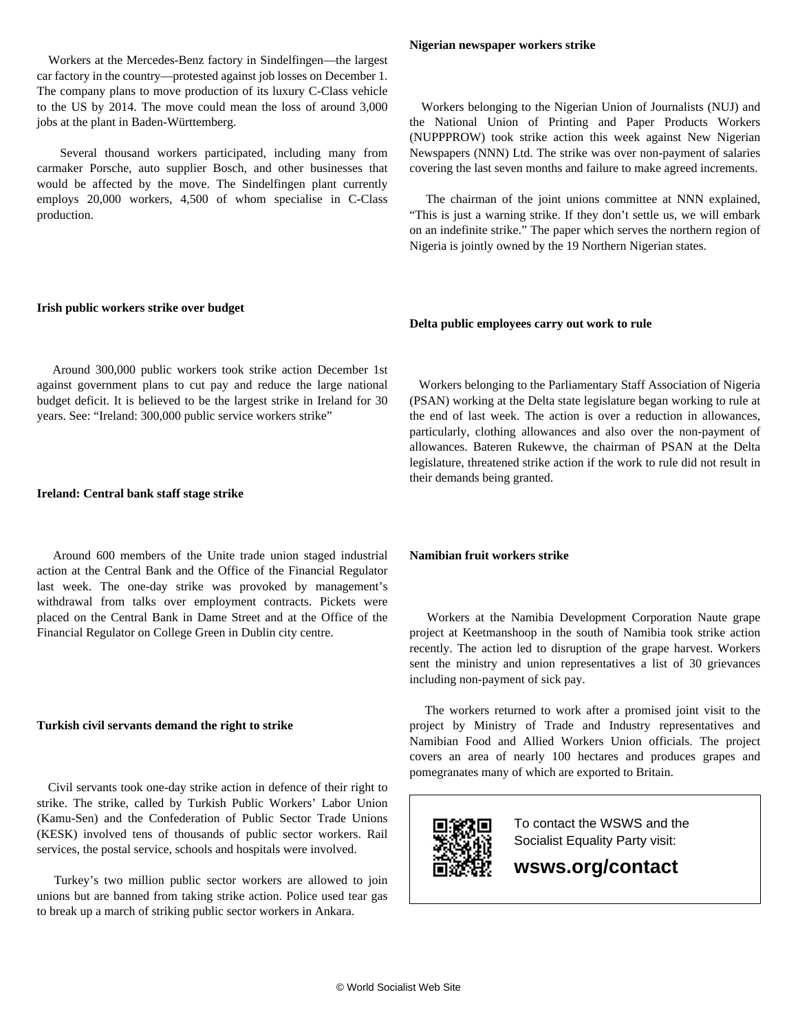Workers at the Mercedes-Benz factory in Sindelfingen—the largest car factory in the country—protested against job losses on December 1. The company plans to move production of its luxury C-Class vehicle to the US by 2014. The move could mean the loss of around 3,000 jobs at the plant in Baden-Württemberg.

Several thousand workers participated, including many from carmaker Porsche, auto supplier Bosch, and other businesses that would be affected by the move. The Sindelfingen plant currently employs 20,000 workers, 4,500 of whom specialise in C-Class production.

**Irish public workers strike over budget**

Around 300,000 public workers took strike action December 1st against government plans to cut pay and reduce the large national budget deficit. It is believed to be the largest strike in Ireland for 30 years. See: “Ireland: 300,000 public service workers strike”

**Ireland: Central bank staff stage strike**

Around 600 members of the Unite trade union staged industrial action at the Central Bank and the Office of the Financial Regulator last week. The one-day strike was provoked by management’s withdrawal from talks over employment contracts. Pickets were placed on the Central Bank in Dame Street and at the Office of the Financial Regulator on College Green in Dublin city centre.

**Turkish civil servants demand the right to strike**

Civil servants took one-day strike action in defence of their right to strike. The strike, called by Turkish Public Workers’ Labor Union (Kamu-Sen) and the Confederation of Public Sector Trade Unions (KESK) involved tens of thousands of public sector workers. Rail services, the postal service, schools and hospitals were involved.

Turkey’s two million public sector workers are allowed to join unions but are banned from taking strike action. Police used tear gas to break up a march of striking public sector workers in Ankara.

**Nigerian newspaper workers strike**

Workers belonging to the Nigerian Union of Journalists (NUJ) and the National Union of Printing and Paper Products Workers (NUPPPROW) took strike action this week against New Nigerian Newspapers (NNN) Ltd. The strike was over non-payment of salaries covering the last seven months and failure to make agreed increments.

The chairman of the joint unions committee at NNN explained, “This is just a warning strike. If they don’t settle us, we will embark on an indefinite strike.” The paper which serves the northern region of Nigeria is jointly owned by the 19 Northern Nigerian states.

**Delta public employees carry out work to rule**

Workers belonging to the Parliamentary Staff Association of Nigeria (PSAN) working at the Delta state legislature began working to rule at the end of last week. The action is over a reduction in allowances, particularly, clothing allowances and also over the non-payment of allowances. Bateren Rukewve, the chairman of PSAN at the Delta legislature, threatened strike action if the work to rule did not result in their demands being granted.

**Namibian fruit workers strike**

Workers at the Namibia Development Corporation Naute grape project at Keetmanshoop in the south of Namibia took strike action recently. The action led to disruption of the grape harvest. Workers sent the ministry and union representatives a list of 30 grievances including non-payment of sick pay.

The workers returned to work after a promised joint visit to the project by Ministry of Trade and Industry representatives and Namibian Food and Allied Workers Union officials. The project covers an area of nearly 100 hectares and produces grapes and pomegranates many of which are exported to Britain.

To contact the WSWS and the Socialist Equality Party visit:

**wsws.org/contact**